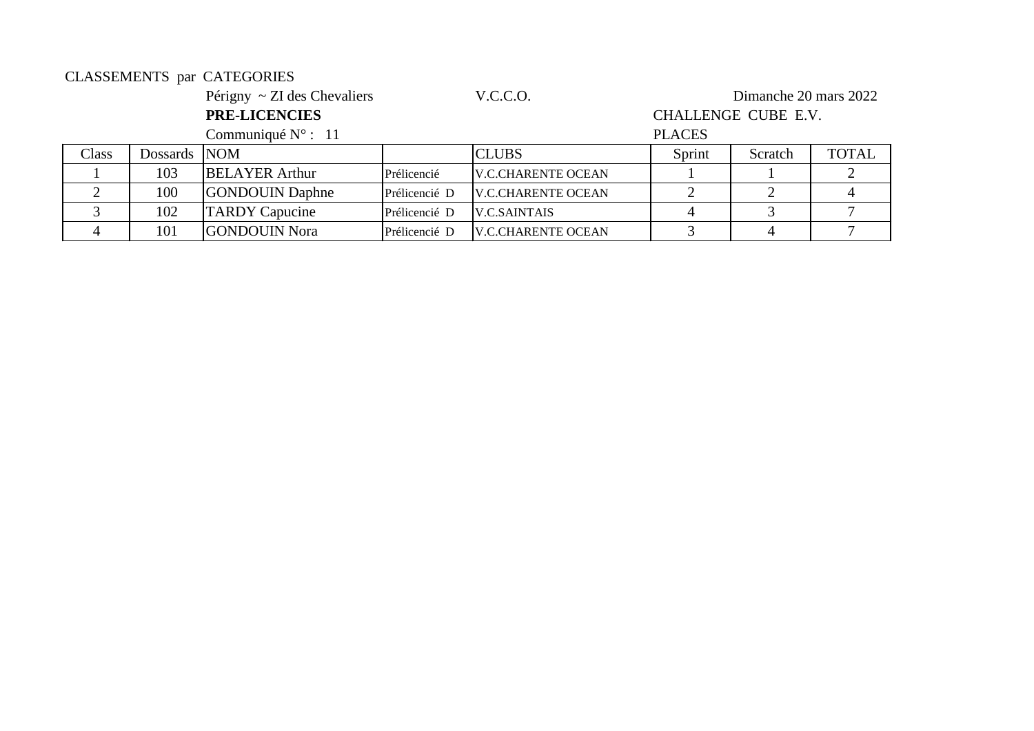CLASSEMENTS par CATEGORIES

Périgny ~ ZI des Chevaliers V.C.C.O. Dimanche 20 mars 2022

**PRE-LICENCIES** CHALLENGE CUBE E.V.

Communiqué N° : 11 PLACES

| Class | Dossards | NOM | | CLUBS | Sprint | Scratch | TOTAL |
|---|---|---|---|---|---|---|---|
| 1 | 103 | BELAYER Arthur | Prélicencié | V.C.CHARENTE OCEAN | 1 | 1 | 2 |
| 2 | 100 | GONDOUIN Daphne | Prélicencié D | V.C.CHARENTE OCEAN | 2 | 2 | 4 |
| 3 | 102 | TARDY Capucine | Prélicencié D | V.C.SAINTAIS | 4 | 3 | 7 |
| 4 | 101 | GONDOUIN Nora | Prélicencié D | V.C.CHARENTE OCEAN | 3 | 4 | 7 |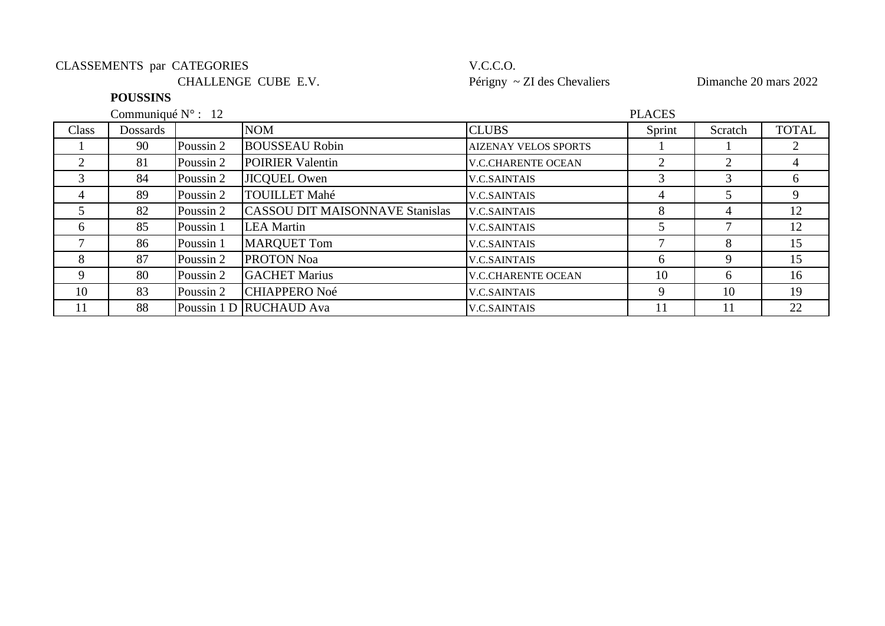CLASSEMENTS par CATEGORIES

CHALLENGE CUBE E.V.

V.C.C.O.

Périgny ~ ZI des Chevaliers

Dimanche 20 mars 2022

**POUSSINS**

Communiqué N° : 12

| Class | Dossards | | NOM | CLUBS | PLACES Sprint | Scratch | TOTAL |
|---|---|---|---|---|---|---|---|
| 1 | 90 | Poussin 2 | BOUSSEAU Robin | AIZENAY VELOS SPORTS | 1 | 1 | 2 |
| 2 | 81 | Poussin 2 | POIRIER Valentin | V.C.CHARENTE OCEAN | 2 | 2 | 4 |
| 3 | 84 | Poussin 2 | JICQUEL Owen | V.C.SAINTAIS | 3 | 3 | 6 |
| 4 | 89 | Poussin 2 | TOUILLET Mahé | V.C.SAINTAIS | 4 | 5 | 9 |
| 5 | 82 | Poussin 2 | CASSOU DIT MAISONNAVE Stanislas | V.C.SAINTAIS | 8 | 4 | 12 |
| 6 | 85 | Poussin 1 | LEA Martin | V.C.SAINTAIS | 5 | 7 | 12 |
| 7 | 86 | Poussin 1 | MARQUET Tom | V.C.SAINTAIS | 7 | 8 | 15 |
| 8 | 87 | Poussin 2 | PROTON Noa | V.C.SAINTAIS | 6 | 9 | 15 |
| 9 | 80 | Poussin 2 | GACHET Marius | V.C.CHARENTE OCEAN | 10 | 6 | 16 |
| 10 | 83 | Poussin 2 | CHIAPPERO Noé | V.C.SAINTAIS | 9 | 10 | 19 |
| 11 | 88 | Poussin 1 D | RUCHAUD Ava | V.C.SAINTAIS | 11 | 11 | 22 |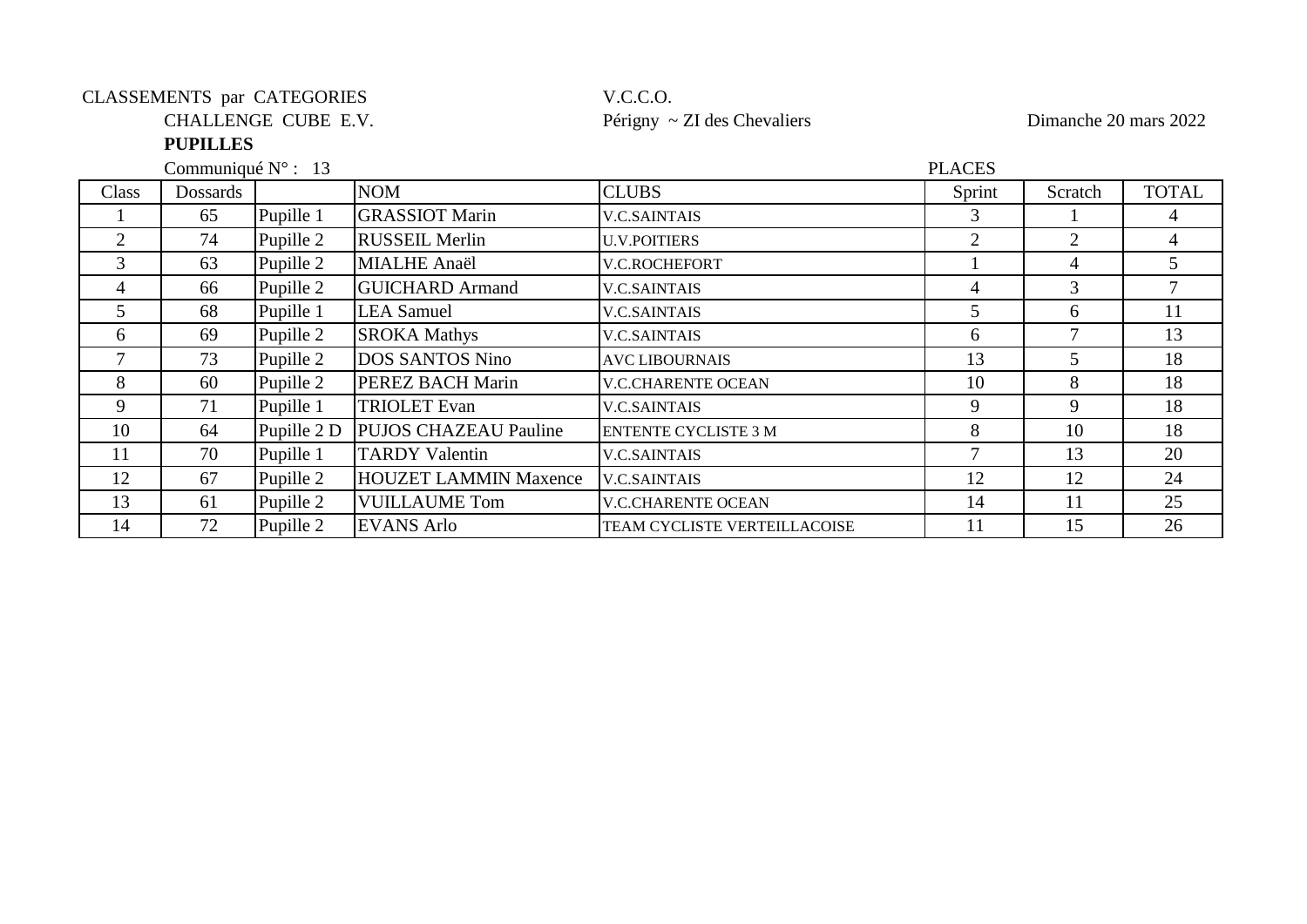CLASSEMENTS par CATEGORIES V.C.C.O.

CHALLENGE CUBE E.V. Périgny ~ ZI des Chevaliers Dimanche 20 mars 2022

**PUPILLES**

Communiqué N° : 13

| Class | Dossards | | NOM | CLUBS | PLACES Sprint | Scratch | TOTAL |
|---|---|---|---|---|---|---|---|
| 1 | 65 | Pupille 1 | GRASSIOT Marin | V.C.SAINTAIS | 3 | 1 | 4 |
| 2 | 74 | Pupille 2 | RUSSEIL Merlin | U.V.POITIERS | 2 | 2 | 4 |
| 3 | 63 | Pupille 2 | MIALHE Anaël | V.C.ROCHEFORT | 1 | 4 | 5 |
| 4 | 66 | Pupille 2 | GUICHARD Armand | V.C.SAINTAIS | 4 | 3 | 7 |
| 5 | 68 | Pupille 1 | LEA Samuel | V.C.SAINTAIS | 5 | 6 | 11 |
| 6 | 69 | Pupille 2 | SROKA Mathys | V.C.SAINTAIS | 6 | 7 | 13 |
| 7 | 73 | Pupille 2 | DOS SANTOS Nino | AVC LIBOURNAIS | 13 | 5 | 18 |
| 8 | 60 | Pupille 2 | PEREZ BACH Marin | V.C.CHARENTE OCEAN | 10 | 8 | 18 |
| 9 | 71 | Pupille 1 | TRIOLET Evan | V.C.SAINTAIS | 9 | 9 | 18 |
| 10 | 64 | Pupille 2 D | PUJOS CHAZEAU Pauline | ENTENTE CYCLISTE 3 M | 8 | 10 | 18 |
| 11 | 70 | Pupille 1 | TARDY Valentin | V.C.SAINTAIS | 7 | 13 | 20 |
| 12 | 67 | Pupille 2 | HOUZET LAMMIN Maxence | V.C.SAINTAIS | 12 | 12 | 24 |
| 13 | 61 | Pupille 2 | VUILLAUME Tom | V.C.CHARENTE OCEAN | 14 | 11 | 25 |
| 14 | 72 | Pupille 2 | EVANS Arlo | TEAM CYCLISTE VERTEILLACOISE | 11 | 15 | 26 |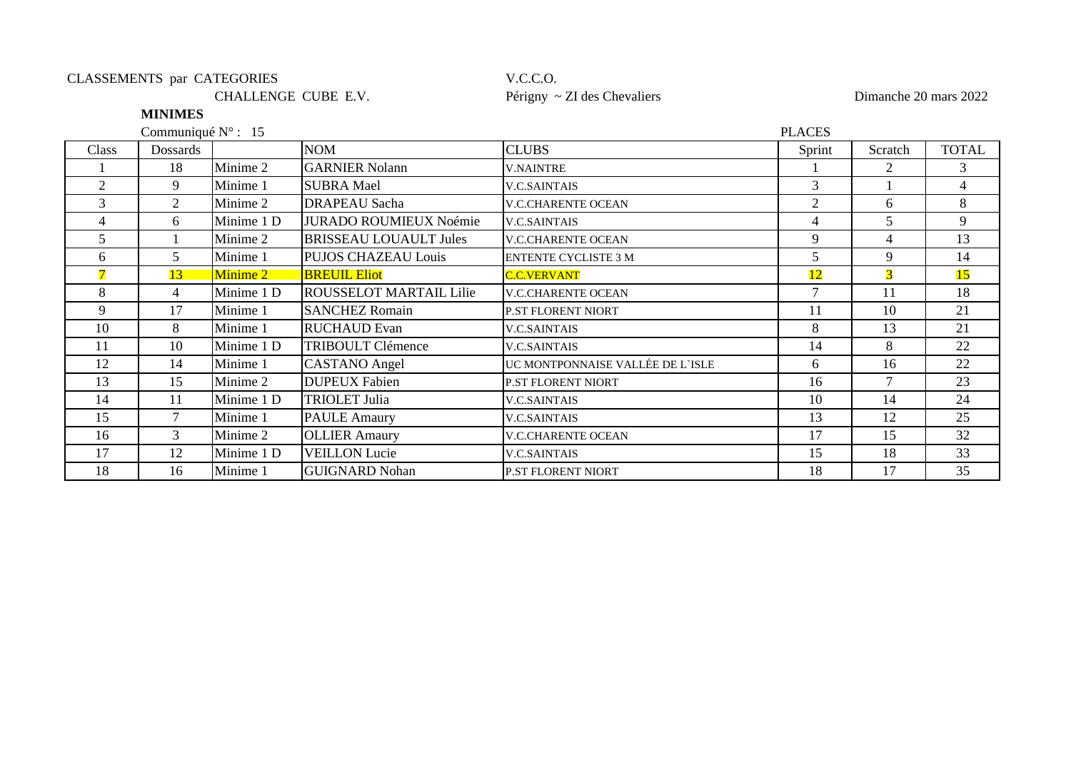CLASSEMENTS par CATEGORIES

CHALLENGE CUBE E.V.

V.C.C.O.

Périgny ~ ZI des Chevaliers

Dimanche 20 mars 2022

**MINIMES**

Communiqué N° : 15

| Class | Dossards | | NOM | CLUBS | Sprint | Scratch | TOTAL |
|---|---|---|---|---|---|---|---|
| | | | | | PLACES | | |
| 1 | 18 | Minime 2 | GARNIER Nolann | V.NAINTRE | 1 | 2 | 3 |
| 2 | 9 | Minime 1 | SUBRA Mael | V.C.SAINTAIS | 3 | 1 | 4 |
| 3 | 2 | Minime 2 | DRAPEAU Sacha | V.C.CHARENTE OCEAN | 2 | 6 | 8 |
| 4 | 6 | Minime 1 D | JURADO ROUMIEUX Noémie | V.C.SAINTAIS | 4 | 5 | 9 |
| 5 | 1 | Minime 2 | BRISSEAU LOUAULT Jules | V.C.CHARENTE OCEAN | 9 | 4 | 13 |
| 6 | 5 | Minime 1 | PUJOS CHAZEAU Louis | ENTENTE CYCLISTE 3 M | 5 | 9 | 14 |
| 7 | 13 | Minime 2 | BREUIL Eliot | C.C.VERVANT | 12 | 3 | 15 |
| 8 | 4 | Minime 1 D | ROUSSELOT MARTAIL Lilie | V.C.CHARENTE OCEAN | 7 | 11 | 18 |
| 9 | 17 | Minime 1 | SANCHEZ Romain | P.ST FLORENT NIORT | 11 | 10 | 21 |
| 10 | 8 | Minime 1 | RUCHAUD Evan | V.C.SAINTAIS | 8 | 13 | 21 |
| 11 | 10 | Minime 1 D | TRIBOULT Clémence | V.C.SAINTAIS | 14 | 8 | 22 |
| 12 | 14 | Minime 1 | CASTANO Angel | UC MONTPONNAISE VALLÉE DE L`ISLE | 6 | 16 | 22 |
| 13 | 15 | Minime 2 | DUPEUX Fabien | P.ST FLORENT NIORT | 16 | 7 | 23 |
| 14 | 11 | Minime 1 D | TRIOLET Julia | V.C.SAINTAIS | 10 | 14 | 24 |
| 15 | 7 | Minime 1 | PAULE Amaury | V.C.SAINTAIS | 13 | 12 | 25 |
| 16 | 3 | Minime 2 | OLLIER Amaury | V.C.CHARENTE OCEAN | 17 | 15 | 32 |
| 17 | 12 | Minime 1 D | VEILLON Lucie | V.C.SAINTAIS | 15 | 18 | 33 |
| 18 | 16 | Minime 1 | GUIGNARD Nohan | P.ST FLORENT NIORT | 18 | 17 | 35 |